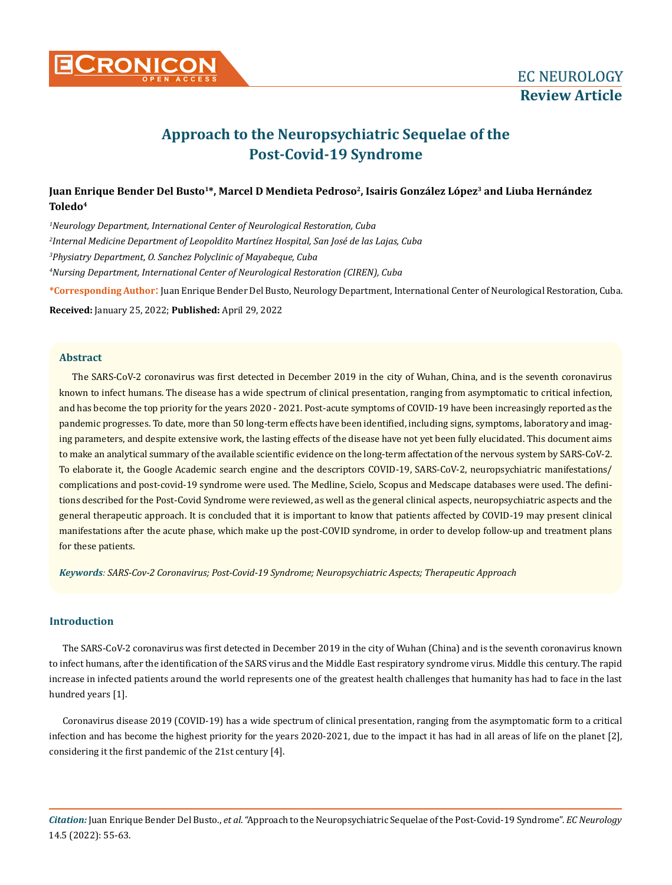EC NEUROLOGY

**Review Article**

# Approach to the Neuropsychiatric Sequelae of the Post-Covid-19 Syndrome

**Juan Enrique Bender Del Busto[1]*, Marcel D Mendieta Pedroso[2], Isairis González López[3] and Liuba Hernández Toledo[4]**

*[1]Neurology Department, International Center of Neurological Restoration, Cuba*

*[2]Internal Medicine Department of Leopoldito Martínez Hospital, San José de las Lajas, Cuba*

*[3]Physiatry Department, O. Sanchez Polyclinic of Mayabeque, Cuba*

*[4]Nursing Department, International Center of Neurological Restoration (CIREN), Cuba*

**\*Corresponding Author:** Juan Enrique Bender Del Busto, Neurology Department, International Center of Neurological Restoration, Cuba.

**Received:** January 25, 2022; **Published:** April 29, 2022

## Abstract

The SARS-CoV-2 coronavirus was first detected in December 2019 in the city of Wuhan, China, and is the seventh coronavirus known to infect humans. The disease has a wide spectrum of clinical presentation, ranging from asymptomatic to critical infection, and has become the top priority for the years 2020 - 2021. Post-acute symptoms of COVID-19 have been increasingly reported as the pandemic progresses. To date, more than 50 long-term effects have been identified, including signs, symptoms, laboratory and imaging parameters, and despite extensive work, the lasting effects of the disease have not yet been fully elucidated. This document aims to make an analytical summary of the available scientific evidence on the long-term affectation of the nervous system by SARS-CoV-2. To elaborate it, the Google Academic search engine and the descriptors COVID-19, SARS-CoV-2, neuropsychiatric manifestations/complications and post-covid-19 syndrome were used. The Medline, Scielo, Scopus and Medscape databases were used. The definitions described for the Post-Covid Syndrome were reviewed, as well as the general clinical aspects, neuropsychiatric aspects and the general therapeutic approach. It is concluded that it is important to know that patients affected by COVID-19 may present clinical manifestations after the acute phase, which make up the post-COVID syndrome, in order to develop follow-up and treatment plans for these patients.

***Keywords**: SARS-Cov-2 Coronavirus; Post-Covid-19 Syndrome; Neuropsychiatric Aspects; Therapeutic Approach*

## Introduction

The SARS-CoV-2 coronavirus was first detected in December 2019 in the city of Wuhan (China) and is the seventh coronavirus known to infect humans, after the identification of the SARS virus and the Middle East respiratory syndrome virus. Middle this century. The rapid increase in infected patients around the world represents one of the greatest health challenges that humanity has had to face in the last hundred years [1].

Coronavirus disease 2019 (COVID-19) has a wide spectrum of clinical presentation, ranging from the asymptomatic form to a critical infection and has become the highest priority for the years 2020-2021, due to the impact it has had in all areas of life on the planet [2], considering it the first pandemic of the 21st century [4].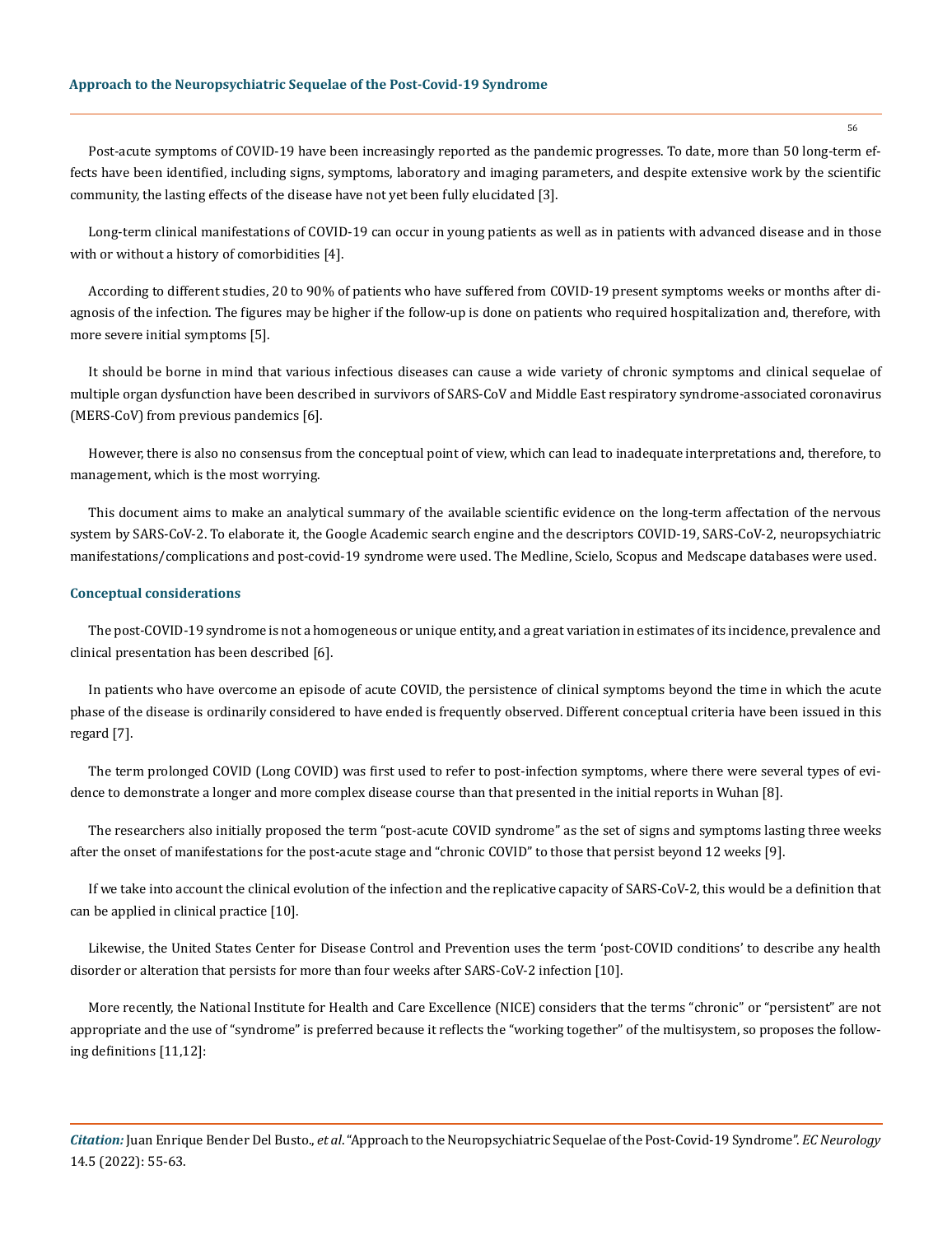Post-acute symptoms of COVID-19 have been increasingly reported as the pandemic progresses. To date, more than 50 long-term effects have been identified, including signs, symptoms, laboratory and imaging parameters, and despite extensive work by the scientific community, the lasting effects of the disease have not yet been fully elucidated [3].

Long-term clinical manifestations of COVID-19 can occur in young patients as well as in patients with advanced disease and in those with or without a history of comorbidities [4].

According to different studies, 20 to 90% of patients who have suffered from COVID-19 present symptoms weeks or months after diagnosis of the infection. The figures may be higher if the follow-up is done on patients who required hospitalization and, therefore, with more severe initial symptoms [5].

It should be borne in mind that various infectious diseases can cause a wide variety of chronic symptoms and clinical sequelae of multiple organ dysfunction have been described in survivors of SARS-CoV and Middle East respiratory syndrome-associated coronavirus (MERS-CoV) from previous pandemics [6].

However, there is also no consensus from the conceptual point of view, which can lead to inadequate interpretations and, therefore, to management, which is the most worrying.

This document aims to make an analytical summary of the available scientific evidence on the long-term affectation of the nervous system by SARS-CoV-2. To elaborate it, the Google Academic search engine and the descriptors COVID-19, SARS-CoV-2, neuropsychiatric manifestations/complications and post-covid-19 syndrome were used. The Medline, Scielo, Scopus and Medscape databases were used.

### Conceptual considerations

The post-COVID-19 syndrome is not a homogeneous or unique entity, and a great variation in estimates of its incidence, prevalence and clinical presentation has been described [6].

In patients who have overcome an episode of acute COVID, the persistence of clinical symptoms beyond the time in which the acute phase of the disease is ordinarily considered to have ended is frequently observed. Different conceptual criteria have been issued in this regard [7].

The term prolonged COVID (Long COVID) was first used to refer to post-infection symptoms, where there were several types of evidence to demonstrate a longer and more complex disease course than that presented in the initial reports in Wuhan [8].

The researchers also initially proposed the term "post-acute COVID syndrome" as the set of signs and symptoms lasting three weeks after the onset of manifestations for the post-acute stage and "chronic COVID" to those that persist beyond 12 weeks [9].

If we take into account the clinical evolution of the infection and the replicative capacity of SARS-CoV-2, this would be a definition that can be applied in clinical practice [10].

Likewise, the United States Center for Disease Control and Prevention uses the term 'post-COVID conditions' to describe any health disorder or alteration that persists for more than four weeks after SARS-CoV-2 infection [10].

More recently, the National Institute for Health and Care Excellence (NICE) considers that the terms "chronic" or "persistent" are not appropriate and the use of "syndrome" is preferred because it reflects the "working together" of the multisystem, so proposes the following definitions [11,12]: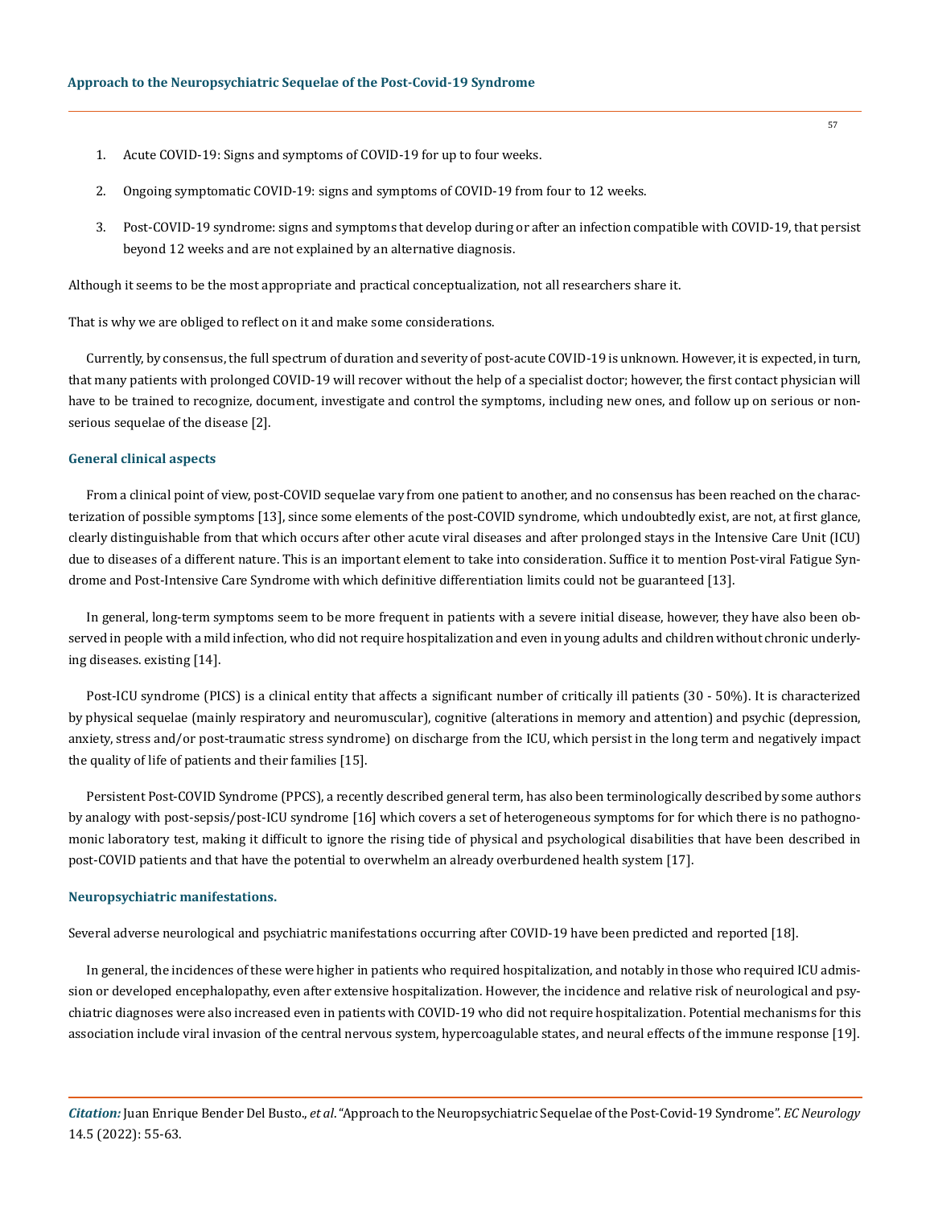1. Acute COVID-19: Signs and symptoms of COVID-19 for up to four weeks.
2. Ongoing symptomatic COVID-19: signs and symptoms of COVID-19 from four to 12 weeks.
3. Post-COVID-19 syndrome: signs and symptoms that develop during or after an infection compatible with COVID-19, that persist beyond 12 weeks and are not explained by an alternative diagnosis.

Although it seems to be the most appropriate and practical conceptualization, not all researchers share it.

That is why we are obliged to reflect on it and make some considerations.

Currently, by consensus, the full spectrum of duration and severity of post-acute COVID-19 is unknown. However, it is expected, in turn, that many patients with prolonged COVID-19 will recover without the help of a specialist doctor; however, the first contact physician will have to be trained to recognize, document, investigate and control the symptoms, including new ones, and follow up on serious or non-serious sequelae of the disease [2].

### General clinical aspects

From a clinical point of view, post-COVID sequelae vary from one patient to another, and no consensus has been reached on the characterization of possible symptoms [13], since some elements of the post-COVID syndrome, which undoubtedly exist, are not, at first glance, clearly distinguishable from that which occurs after other acute viral diseases and after prolonged stays in the Intensive Care Unit (ICU) due to diseases of a different nature. This is an important element to take into consideration. Suffice it to mention Post-viral Fatigue Syndrome and Post-Intensive Care Syndrome with which definitive differentiation limits could not be guaranteed [13].

In general, long-term symptoms seem to be more frequent in patients with a severe initial disease, however, they have also been observed in people with a mild infection, who did not require hospitalization and even in young adults and children without chronic underlying diseases. existing [14].

Post-ICU syndrome (PICS) is a clinical entity that affects a significant number of critically ill patients (30 - 50%). It is characterized by physical sequelae (mainly respiratory and neuromuscular), cognitive (alterations in memory and attention) and psychic (depression, anxiety, stress and/or post-traumatic stress syndrome) on discharge from the ICU, which persist in the long term and negatively impact the quality of life of patients and their families [15].

Persistent Post-COVID Syndrome (PPCS), a recently described general term, has also been terminologically described by some authors by analogy with post-sepsis/post-ICU syndrome [16] which covers a set of heterogeneous symptoms for for which there is no pathognomonic laboratory test, making it difficult to ignore the rising tide of physical and psychological disabilities that have been described in post-COVID patients and that have the potential to overwhelm an already overburdened health system [17].

### Neuropsychiatric manifestations.

Several adverse neurological and psychiatric manifestations occurring after COVID-19 have been predicted and reported [18].

In general, the incidences of these were higher in patients who required hospitalization, and notably in those who required ICU admission or developed encephalopathy, even after extensive hospitalization. However, the incidence and relative risk of neurological and psychiatric diagnoses were also increased even in patients with COVID-19 who did not require hospitalization. Potential mechanisms for this association include viral invasion of the central nervous system, hypercoagulable states, and neural effects of the immune response [19].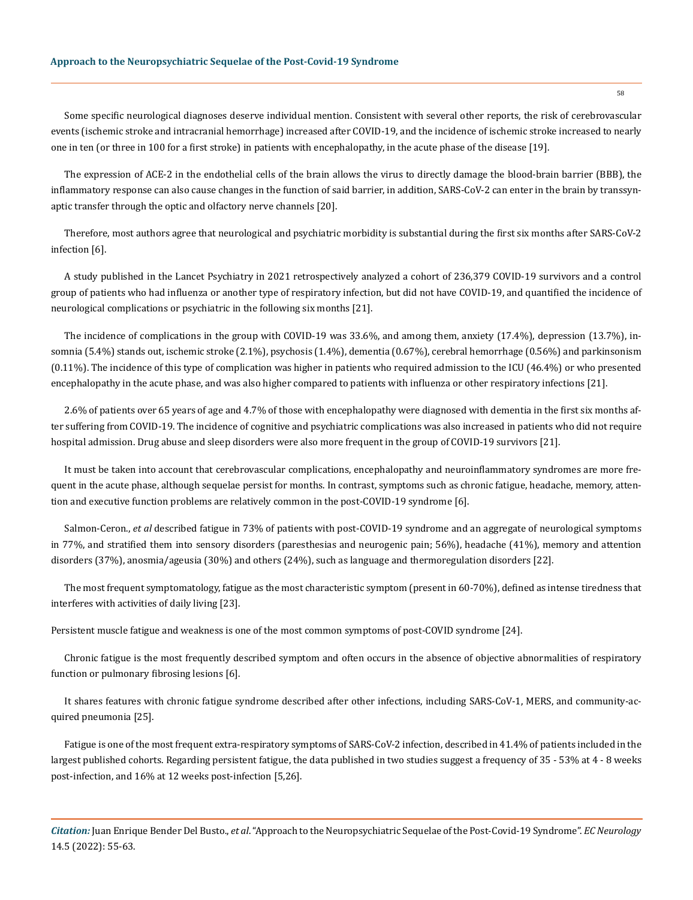Some specific neurological diagnoses deserve individual mention. Consistent with several other reports, the risk of cerebrovascular events (ischemic stroke and intracranial hemorrhage) increased after COVID-19, and the incidence of ischemic stroke increased to nearly one in ten (or three in 100 for a first stroke) in patients with encephalopathy, in the acute phase of the disease [19].

The expression of ACE-2 in the endothelial cells of the brain allows the virus to directly damage the blood-brain barrier (BBB), the inflammatory response can also cause changes in the function of said barrier, in addition, SARS-CoV-2 can enter in the brain by transsynaptic transfer through the optic and olfactory nerve channels [20].

Therefore, most authors agree that neurological and psychiatric morbidity is substantial during the first six months after SARS-CoV-2 infection [6].

A study published in the Lancet Psychiatry in 2021 retrospectively analyzed a cohort of 236,379 COVID-19 survivors and a control group of patients who had influenza or another type of respiratory infection, but did not have COVID-19, and quantified the incidence of neurological complications or psychiatric in the following six months [21].

The incidence of complications in the group with COVID-19 was 33.6%, and among them, anxiety (17.4%), depression (13.7%), insomnia (5.4%) stands out, ischemic stroke (2.1%), psychosis (1.4%), dementia (0.67%), cerebral hemorrhage (0.56%) and parkinsonism (0.11%). The incidence of this type of complication was higher in patients who required admission to the ICU (46.4%) or who presented encephalopathy in the acute phase, and was also higher compared to patients with influenza or other respiratory infections [21].

2.6% of patients over 65 years of age and 4.7% of those with encephalopathy were diagnosed with dementia in the first six months after suffering from COVID-19. The incidence of cognitive and psychiatric complications was also increased in patients who did not require hospital admission. Drug abuse and sleep disorders were also more frequent in the group of COVID-19 survivors [21].

It must be taken into account that cerebrovascular complications, encephalopathy and neuroinflammatory syndromes are more frequent in the acute phase, although sequelae persist for months. In contrast, symptoms such as chronic fatigue, headache, memory, attention and executive function problems are relatively common in the post-COVID-19 syndrome [6].

Salmon-Ceron., *et al* described fatigue in 73% of patients with post-COVID-19 syndrome and an aggregate of neurological symptoms in 77%, and stratified them into sensory disorders (paresthesias and neurogenic pain; 56%), headache (41%), memory and attention disorders (37%), anosmia/ageusia (30%) and others (24%), such as language and thermoregulation disorders [22].

The most frequent symptomatology, fatigue as the most characteristic symptom (present in 60-70%), defined as intense tiredness that interferes with activities of daily living [23].

Persistent muscle fatigue and weakness is one of the most common symptoms of post-COVID syndrome [24].

Chronic fatigue is the most frequently described symptom and often occurs in the absence of objective abnormalities of respiratory function or pulmonary fibrosing lesions [6].

It shares features with chronic fatigue syndrome described after other infections, including SARS-CoV-1, MERS, and community-acquired pneumonia [25].

Fatigue is one of the most frequent extra-respiratory symptoms of SARS-CoV-2 infection, described in 41.4% of patients included in the largest published cohorts. Regarding persistent fatigue, the data published in two studies suggest a frequency of 35 - 53% at 4 - 8 weeks post-infection, and 16% at 12 weeks post-infection [5,26].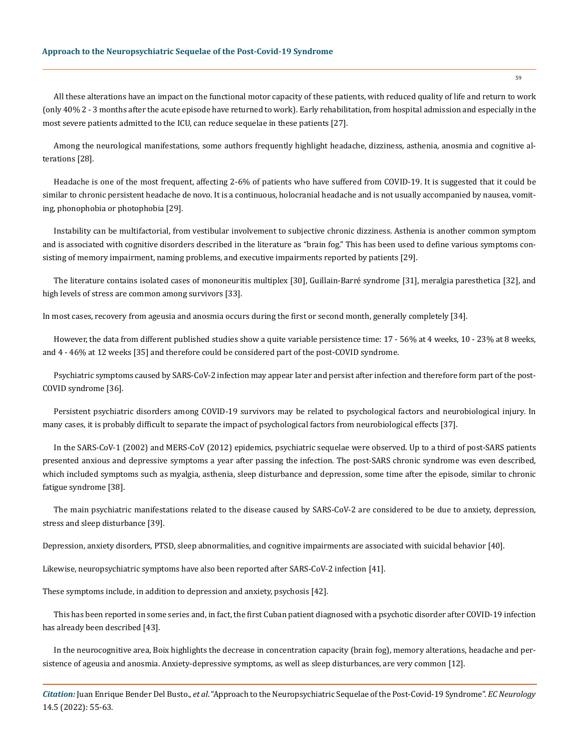All these alterations have an impact on the functional motor capacity of these patients, with reduced quality of life and return to work (only 40% 2 - 3 months after the acute episode have returned to work). Early rehabilitation, from hospital admission and especially in the most severe patients admitted to the ICU, can reduce sequelae in these patients [27].

Among the neurological manifestations, some authors frequently highlight headache, dizziness, asthenia, anosmia and cognitive alterations [28].

Headache is one of the most frequent, affecting 2-6% of patients who have suffered from COVID-19. It is suggested that it could be similar to chronic persistent headache de novo. It is a continuous, holocranial headache and is not usually accompanied by nausea, vomiting, phonophobia or photophobia [29].

Instability can be multifactorial, from vestibular involvement to subjective chronic dizziness. Asthenia is another common symptom and is associated with cognitive disorders described in the literature as "brain fog." This has been used to define various symptoms consisting of memory impairment, naming problems, and executive impairments reported by patients [29].

The literature contains isolated cases of mononeuritis multiplex [30], Guillain-Barré syndrome [31], meralgia paresthetica [32], and high levels of stress are common among survivors [33].

In most cases, recovery from ageusia and anosmia occurs during the first or second month, generally completely [34].

However, the data from different published studies show a quite variable persistence time: 17 - 56% at 4 weeks, 10 - 23% at 8 weeks, and 4 - 46% at 12 weeks [35] and therefore could be considered part of the post-COVID syndrome.

Psychiatric symptoms caused by SARS-CoV-2 infection may appear later and persist after infection and therefore form part of the post-COVID syndrome [36].

Persistent psychiatric disorders among COVID-19 survivors may be related to psychological factors and neurobiological injury. In many cases, it is probably difficult to separate the impact of psychological factors from neurobiological effects [37].

In the SARS-CoV-1 (2002) and MERS-CoV (2012) epidemics, psychiatric sequelae were observed. Up to a third of post-SARS patients presented anxious and depressive symptoms a year after passing the infection. The post-SARS chronic syndrome was even described, which included symptoms such as myalgia, asthenia, sleep disturbance and depression, some time after the episode, similar to chronic fatigue syndrome [38].

The main psychiatric manifestations related to the disease caused by SARS-CoV-2 are considered to be due to anxiety, depression, stress and sleep disturbance [39].

Depression, anxiety disorders, PTSD, sleep abnormalities, and cognitive impairments are associated with suicidal behavior [40].

Likewise, neuropsychiatric symptoms have also been reported after SARS-CoV-2 infection [41].

These symptoms include, in addition to depression and anxiety, psychosis [42].

This has been reported in some series and, in fact, the first Cuban patient diagnosed with a psychotic disorder after COVID-19 infection has already been described [43].

In the neurocognitive area, Boix highlights the decrease in concentration capacity (brain fog), memory alterations, headache and persistence of ageusia and anosmia. Anxiety-depressive symptoms, as well as sleep disturbances, are very common [12].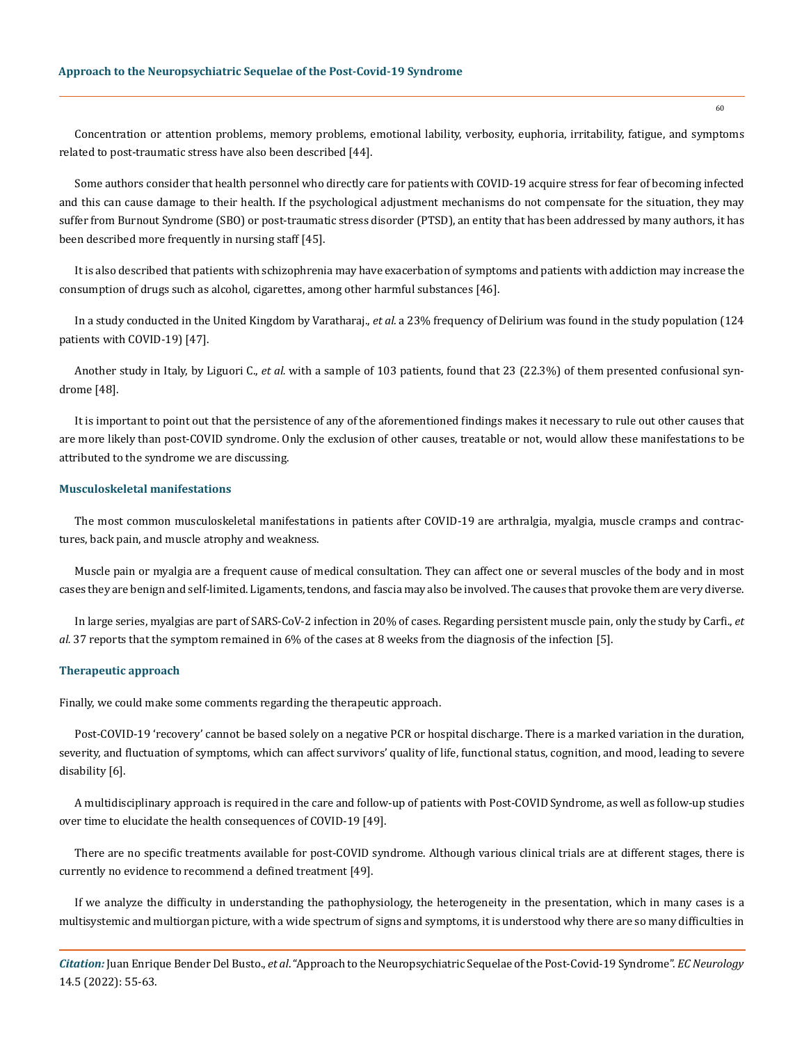Concentration or attention problems, memory problems, emotional lability, verbosity, euphoria, irritability, fatigue, and symptoms related to post-traumatic stress have also been described [44].

Some authors consider that health personnel who directly care for patients with COVID-19 acquire stress for fear of becoming infected and this can cause damage to their health. If the psychological adjustment mechanisms do not compensate for the situation, they may suffer from Burnout Syndrome (SBO) or post-traumatic stress disorder (PTSD), an entity that has been addressed by many authors, it has been described more frequently in nursing staff [45].

It is also described that patients with schizophrenia may have exacerbation of symptoms and patients with addiction may increase the consumption of drugs such as alcohol, cigarettes, among other harmful substances [46].

In a study conducted in the United Kingdom by Varatharaj., *et al.* a 23% frequency of Delirium was found in the study population (124 patients with COVID-19) [47].

Another study in Italy, by Liguori C., *et al.* with a sample of 103 patients, found that 23 (22.3%) of them presented confusional syndrome [48].

It is important to point out that the persistence of any of the aforementioned findings makes it necessary to rule out other causes that are more likely than post-COVID syndrome. Only the exclusion of other causes, treatable or not, would allow these manifestations to be attributed to the syndrome we are discussing.

### Musculoskeletal manifestations

The most common musculoskeletal manifestations in patients after COVID-19 are arthralgia, myalgia, muscle cramps and contractures, back pain, and muscle atrophy and weakness.

Muscle pain or myalgia are a frequent cause of medical consultation. They can affect one or several muscles of the body and in most cases they are benign and self-limited. Ligaments, tendons, and fascia may also be involved. The causes that provoke them are very diverse.

In large series, myalgias are part of SARS-CoV-2 infection in 20% of cases. Regarding persistent muscle pain, only the study by Carfi., *et al.* 37 reports that the symptom remained in 6% of the cases at 8 weeks from the diagnosis of the infection [5].

### Therapeutic approach

Finally, we could make some comments regarding the therapeutic approach.

Post-COVID-19 'recovery' cannot be based solely on a negative PCR or hospital discharge. There is a marked variation in the duration, severity, and fluctuation of symptoms, which can affect survivors' quality of life, functional status, cognition, and mood, leading to severe disability [6].

A multidisciplinary approach is required in the care and follow-up of patients with Post-COVID Syndrome, as well as follow-up studies over time to elucidate the health consequences of COVID-19 [49].

There are no specific treatments available for post-COVID syndrome. Although various clinical trials are at different stages, there is currently no evidence to recommend a defined treatment [49].

If we analyze the difficulty in understanding the pathophysiology, the heterogeneity in the presentation, which in many cases is a multisystemic and multiorgan picture, with a wide spectrum of signs and symptoms, it is understood why there are so many difficulties in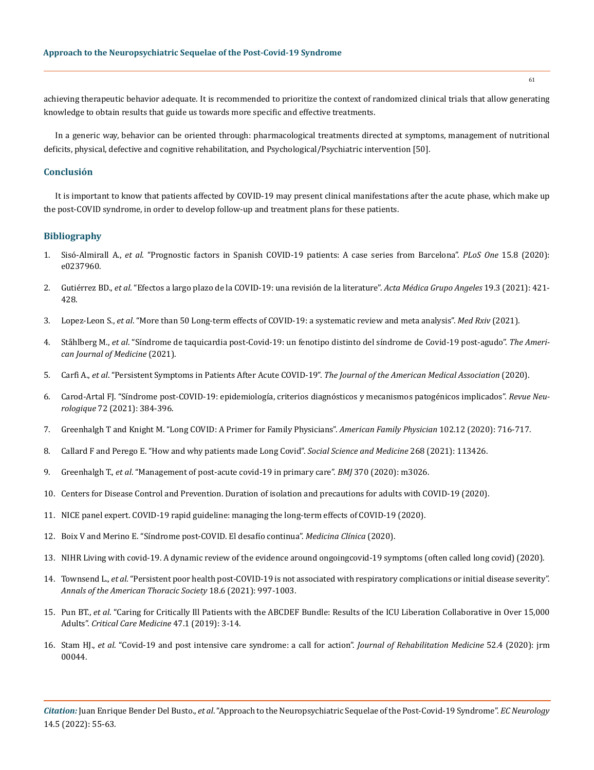achieving therapeutic behavior adequate. It is recommended to prioritize the context of randomized clinical trials that allow generating knowledge to obtain results that guide us towards more specific and effective treatments.

In a generic way, behavior can be oriented through: pharmacological treatments directed at symptoms, management of nutritional deficits, physical, defective and cognitive rehabilitation, and Psychological/Psychiatric intervention [50].

## Conclusión

It is important to know that patients affected by COVID-19 may present clinical manifestations after the acute phase, which make up the post-COVID syndrome, in order to develop follow-up and treatment plans for these patients.

## Bibliography

1. Sisó-Almirall A., *et al*. "Prognostic factors in Spanish COVID-19 patients: A case series from Barcelona". *PLoS One* 15.8 (2020): e0237960.
2. Gutiérrez BD., *et al*. "Efectos a largo plazo de la COVID-19: una revisión de la literatura". *Acta Médica Grupo Angeles* 19.3 (2021): 421-428.
3. Lopez-Leon S., *et al*. "More than 50 Long-term effects of COVID-19: a systematic review and meta analysis". *Med Rxiv* (2021).
4. Ståhlberg M., *et al*. "Síndrome de taquicardia post-Covid-19: un fenotipo distinto del síndrome de Covid-19 post-agudo". *The American Journal of Medicine* (2021).
5. Carfì A., *et al*. "Persistent Symptoms in Patients After Acute COVID-19". *The Journal of the American Medical Association* (2020).
6. Carod-Artal FJ. "Síndrome post-COVID-19: epidemiología, criterios diagnósticos y mecanismos patogénicos implicados". *Revue Neurologique* 72 (2021): 384-396.
7. Greenhalgh T and Knight M. "Long COVID: A Primer for Family Physicians". *American Family Physician* 102.12 (2020): 716-717.
8. Callard F and Perego E. "How and why patients made Long Covid". *Social Science and Medicine* 268 (2021): 113426.
9. Greenhalgh T., *et al*. "Management of post-acute covid-19 in primary care". *BMJ* 370 (2020): m3026.
10. Centers for Disease Control and Prevention. Duration of isolation and precautions for adults with COVID-19 (2020).
11. NICE panel expert. COVID-19 rapid guideline: managing the long-term effects of COVID-19 (2020).
12. Boix V and Merino E. "Síndrome post-COVID. El desafío continua". *Medicina Clínica* (2020).
13. NIHR Living with covid-19. A dynamic review of the evidence around ongoingcovid-19 symptoms (often called long covid) (2020).
14. Townsend L., *et al*. "Persistent poor health post-COVID-19 is not associated with respiratory complications or initial disease severity". *Annals of the American Thoracic Society* 18.6 (2021): 997-1003.
15. Pun BT., *et al*. "Caring for Critically Ill Patients with the ABCDEF Bundle: Results of the ICU Liberation Collaborative in Over 15,000 Adults". *Critical Care Medicine* 47.1 (2019): 3-14.
16. Stam HJ., *et al*. "Covid-19 and post intensive care syndrome: a call for action". *Journal of Rehabilitation Medicine* 52.4 (2020): jrm 00044.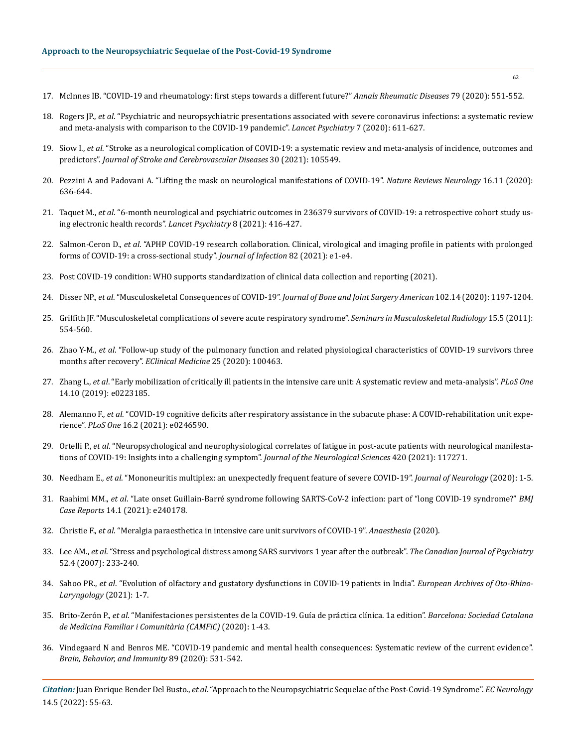17. McInnes IB. "COVID-19 and rheumatology: first steps towards a different future?" *Annals Rheumatic Diseases* 79 (2020): 551-552.

18. Rogers JP., *et al*. "Psychiatric and neuropsychiatric presentations associated with severe coronavirus infections: a systematic review and meta-analysis with comparison to the COVID-19 pandemic". *Lancet Psychiatry* 7 (2020): 611-627.

19. Siow I., *et al*. "Stroke as a neurological complication of COVID-19: a systematic review and meta-analysis of incidence, outcomes and predictors". *Journal of Stroke and Cerebrovascular Diseases* 30 (2021): 105549.

20. Pezzini A and Padovani A. "Lifting the mask on neurological manifestations of COVID-19". *Nature Reviews Neurology* 16.11 (2020): 636-644.

21. Taquet M., *et al*. "6-month neurological and psychiatric outcomes in 236379 survivors of COVID-19: a retrospective cohort study using electronic health records". *Lancet Psychiatry* 8 (2021): 416-427.

22. Salmon-Ceron D., *et al*. "APHP COVID-19 research collaboration. Clinical, virological and imaging profile in patients with prolonged forms of COVID-19: a cross-sectional study". *Journal of Infection* 82 (2021): e1-e4.

23. Post COVID-19 condition: WHO supports standardization of clinical data collection and reporting (2021).

24. Disser NP., *et al*. "Musculoskeletal Consequences of COVID-19". *Journal of Bone and Joint Surgery American* 102.14 (2020): 1197-1204.

25. Griffith JF. "Musculoskeletal complications of severe acute respiratory syndrome". *Seminars in Musculoskeletal Radiology* 15.5 (2011): 554-560.

26. Zhao Y-M., *et al*. "Follow-up study of the pulmonary function and related physiological characteristics of COVID-19 survivors three months after recovery". *EClinical Medicine* 25 (2020): 100463.

27. Zhang L., *et al*. "Early mobilization of critically ill patients in the intensive care unit: A systematic review and meta-analysis". *PLoS One* 14.10 (2019): e0223185.

28. Alemanno F., *et al*. "COVID-19 cognitive deficits after respiratory assistance in the subacute phase: A COVID-rehabilitation unit experience". *PLoS One* 16.2 (2021): e0246590.

29. Ortelli P., *et al*. "Neuropsychological and neurophysiological correlates of fatigue in post-acute patients with neurological manifestations of COVID-19: Insights into a challenging symptom". *Journal of the Neurological Sciences* 420 (2021): 117271.

30. Needham E., *et al*. "Mononeuritis multiplex: an unexpectedly frequent feature of severe COVID-19". *Journal of Neurology* (2020): 1-5.

31. Raahimi MM., *et al*. "Late onset Guillain-Barré syndrome following SARTS-CoV-2 infection: part of "long COVID-19 syndrome?" *BMJ Case Reports* 14.1 (2021): e240178.

32. Christie F., *et al*. "Meralgia paraesthetica in intensive care unit survivors of COVID-19". *Anaesthesia* (2020).

33. Lee AM., *et al*. "Stress and psychological distress among SARS survivors 1 year after the outbreak". *The Canadian Journal of Psychiatry* 52.4 (2007): 233-240.

34. Sahoo PR., *et al*. "Evolution of olfactory and gustatory dysfunctions in COVID-19 patients in India". *European Archives of Oto-Rhino-Laryngology* (2021): 1-7.

35. Brito-Zerón P., *et al*. "Manifestaciones persistentes de la COVID-19. Guía de práctica clínica. 1a edition". *Barcelona: Sociedad Catalana de Medicina Familiar i Comunitària (CAMFiC)* (2020): 1-43.

36. Vindegaard N and Benros ME. "COVID-19 pandemic and mental health consequences: Systematic review of the current evidence". *Brain, Behavior, and Immunity* 89 (2020): 531-542.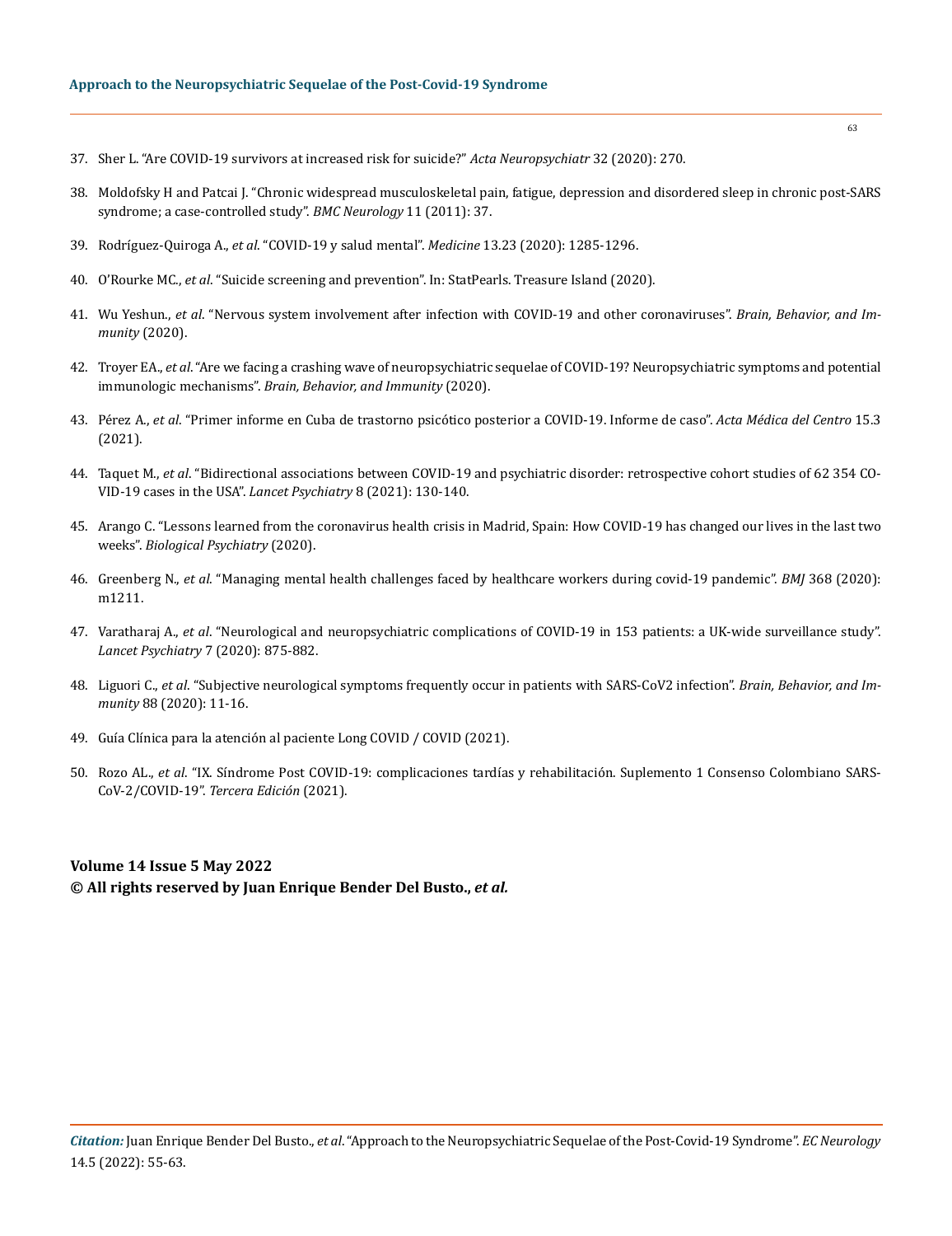37. Sher L. "Are COVID-19 survivors at increased risk for suicide?" *Acta Neuropsychiatr* 32 (2020): 270.

38. Moldofsky H and Patcai J. "Chronic widespread musculoskeletal pain, fatigue, depression and disordered sleep in chronic post-SARS syndrome; a case-controlled study". *BMC Neurology* 11 (2011): 37.

39. Rodríguez-Quiroga A., *et al*. "COVID-19 y salud mental". *Medicine* 13.23 (2020): 1285-1296.

40. O'Rourke MC., *et al*. "Suicide screening and prevention". In: StatPearls. Treasure Island (2020).

41. Wu Yeshun., *et al*. "Nervous system involvement after infection with COVID-19 and other coronaviruses". *Brain, Behavior, and Immunity* (2020).

42. Troyer EA., *et al*. "Are we facing a crashing wave of neuropsychiatric sequelae of COVID-19? Neuropsychiatric symptoms and potential immunologic mechanisms". *Brain, Behavior, and Immunity* (2020).

43. Pérez A., *et al*. "Primer informe en Cuba de trastorno psicótico posterior a COVID-19. Informe de caso". *Acta Médica del Centro* 15.3 (2021).

44. Taquet M., *et al*. "Bidirectional associations between COVID-19 and psychiatric disorder: retrospective cohort studies of 62 354 COVID-19 cases in the USA". *Lancet Psychiatry* 8 (2021): 130-140.

45. Arango C. "Lessons learned from the coronavirus health crisis in Madrid, Spain: How COVID-19 has changed our lives in the last two weeks". *Biological Psychiatry* (2020).

46. Greenberg N., *et al*. "Managing mental health challenges faced by healthcare workers during covid-19 pandemic". *BMJ* 368 (2020): m1211.

47. Varatharaj A., *et al*. "Neurological and neuropsychiatric complications of COVID-19 in 153 patients: a UK-wide surveillance study". *Lancet Psychiatry* 7 (2020): 875-882.

48. Liguori C., *et al*. "Subjective neurological symptoms frequently occur in patients with SARS-CoV2 infection". *Brain, Behavior, and Immunity* 88 (2020): 11-16.

49. Guía Clínica para la atención al paciente Long COVID / COVID (2021).

50. Rozo AL., *et al*. "IX. Síndrome Post COVID-19: complicaciones tardías y rehabilitación. Suplemento 1 Consenso Colombiano SARS-CoV-2/COVID-19". *Tercera Edición* (2021).

**Volume 14 Issue 5 May 2022**
**© All rights reserved by Juan Enrique Bender Del Busto., *et al.***